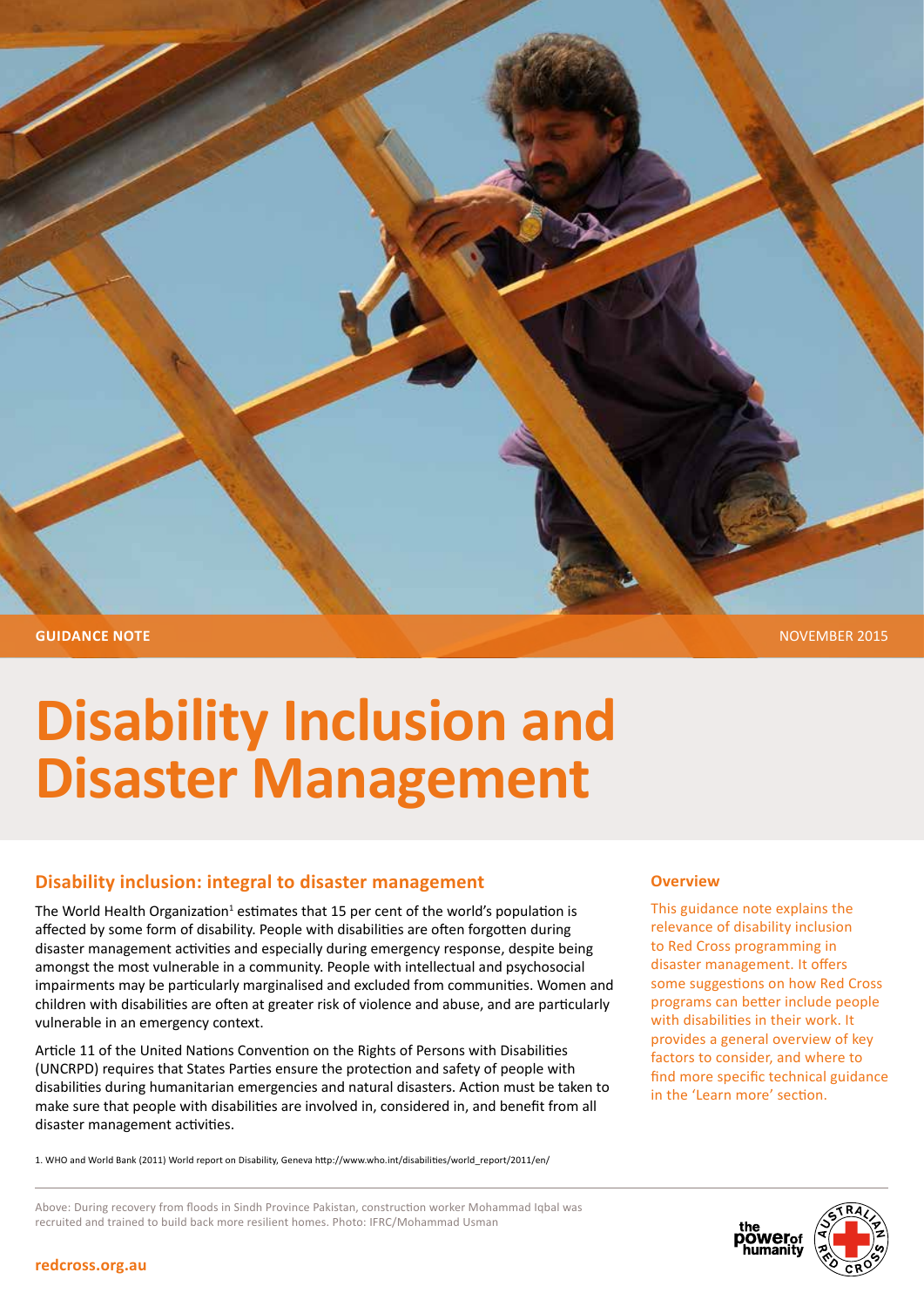GUIDANCE NOTE

NOVEMBER 2015

# Disability Inclusion and Disaster Management

## Disability inclusion: integral to disaster management

The World Health Organization[1] estimates that 15 per cent of the world's population is affected by some form of disability. People with disabilities are often forgotten during disaster management activities and especially during emergency response, despite being amongst the most vulnerable in a community. People with intellectual and psychosocial impairments may be particularly marginalised and excluded from communities. Women and children with disabilities are often at greater risk of violence and abuse, and are particularly vulnerable in an emergency context.

Article 11 of the United Nations Convention on the Rights of Persons with Disabilities (UNCRPD) requires that States Parties ensure the protection and safety of people with disabilities during humanitarian emergencies and natural disasters. Action must be taken to make sure that people with disabilities are involved in, considered in, and benefit from all disaster management activities.

1. WHO and World Bank (2011) World report on Disability, Geneva http://www.who.int/disabilities/world_report/2011/en/

### Overview

This guidance note explains the relevance of disability inclusion to Red Cross programming in disaster management. It offers some suggestions on how Red Cross programs can better include people with disabilities in their work. It provides a general overview of key factors to consider, and where to find more specific technical guidance in the 'Learn more' section.

Above: During recovery from floods in Sindh Province Pakistan, construction worker Mohammad Iqbal was recruited and trained to build back more resilient homes. Photo: IFRC/Mohammad Usman

redcross.org.au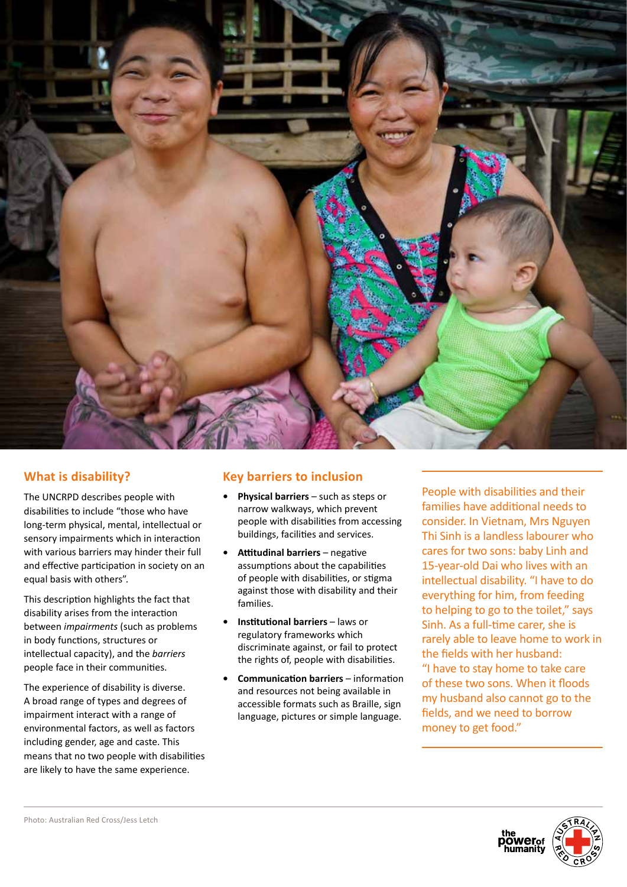## What is disability?

The UNCRPD describes people with disabilities to include "those who have long-term physical, mental, intellectual or sensory impairments which in interaction with various barriers may hinder their full and effective participation in society on an equal basis with others".

This description highlights the fact that disability arises from the interaction between *impairments* (such as problems in body functions, structures or intellectual capacity), and the *barriers* people face in their communities.

The experience of disability is diverse. A broad range of types and degrees of impairment interact with a range of environmental factors, as well as factors including gender, age and caste. This means that no two people with disabilities are likely to have the same experience.

## Key barriers to inclusion

- **Physical barriers** – such as steps or narrow walkways, which prevent people with disabilities from accessing buildings, facilities and services.
- **Attitudinal barriers** – negative assumptions about the capabilities of people with disabilities, or stigma against those with disability and their families.
- **Institutional barriers** – laws or regulatory frameworks which discriminate against, or fail to protect the rights of, people with disabilities.
- **Communication barriers** – information and resources not being available in accessible formats such as Braille, sign language, pictures or simple language.

People with disabilities and their families have additional needs to consider. In Vietnam, Mrs Nguyen Thi Sinh is a landless labourer who cares for two sons: baby Linh and 15-year-old Dai who lives with an intellectual disability. "I have to do everything for him, from feeding to helping to go to the toilet," says Sinh. As a full-time carer, she is rarely able to leave home to work in the fields with her husband: "I have to stay home to take care of these two sons. When it floods my husband also cannot go to the fields, and we need to borrow money to get food."

Photo: Australian Red Cross/Jess Letch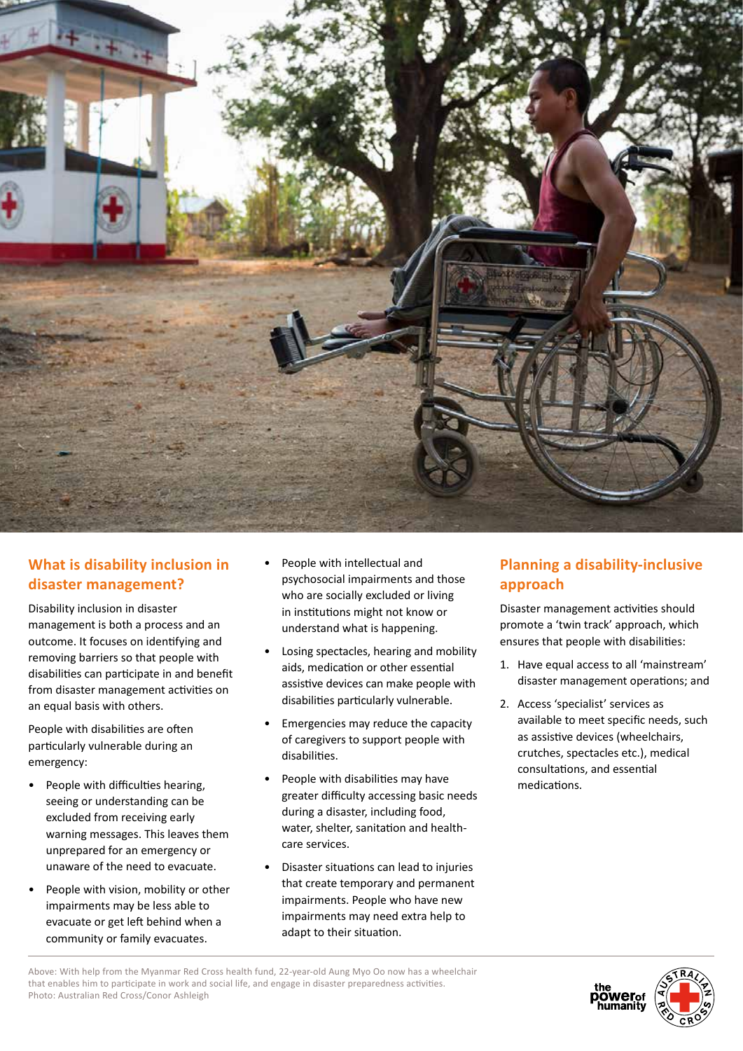## What is disability inclusion in disaster management?

Disability inclusion in disaster management is both a process and an outcome. It focuses on identifying and removing barriers so that people with disabilities can participate in and benefit from disaster management activities on an equal basis with others.

People with disabilities are often particularly vulnerable during an emergency:

- People with difficulties hearing, seeing or understanding can be excluded from receiving early warning messages. This leaves them unprepared for an emergency or unaware of the need to evacuate.
- People with vision, mobility or other impairments may be less able to evacuate or get left behind when a community or family evacuates.
- People with intellectual and psychosocial impairments and those who are socially excluded or living in institutions might not know or understand what is happening.
- Losing spectacles, hearing and mobility aids, medication or other essential assistive devices can make people with disabilities particularly vulnerable.
- Emergencies may reduce the capacity of caregivers to support people with disabilities.
- People with disabilities may have greater difficulty accessing basic needs during a disaster, including food, water, shelter, sanitation and health-care services.
- Disaster situations can lead to injuries that create temporary and permanent impairments. People who have new impairments may need extra help to adapt to their situation.

## Planning a disability-inclusive approach

Disaster management activities should promote a 'twin track' approach, which ensures that people with disabilities:

1. Have equal access to all 'mainstream' disaster management operations; and
2. Access 'specialist' services as available to meet specific needs, such as assistive devices (wheelchairs, crutches, spectacles etc.), medical consultations, and essential medications.

Above: With help from the Myanmar Red Cross health fund, 22-year-old Aung Myo Oo now has a wheelchair that enables him to participate in work and social life, and engage in disaster preparedness activities.
Photo: Australian Red Cross/Conor Ashleigh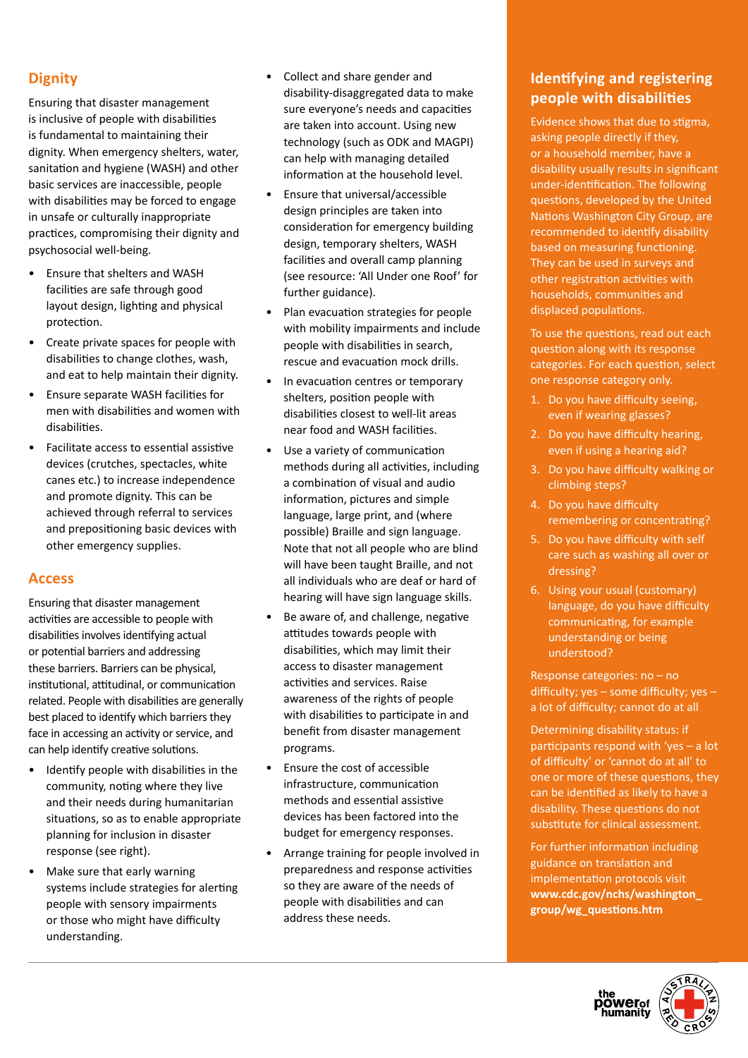## Dignity

Ensuring that disaster management is inclusive of people with disabilities is fundamental to maintaining their dignity. When emergency shelters, water, sanitation and hygiene (WASH) and other basic services are inaccessible, people with disabilities may be forced to engage in unsafe or culturally inappropriate practices, compromising their dignity and psychosocial well-being.

- Ensure that shelters and WASH facilities are safe through good layout design, lighting and physical protection.
- Create private spaces for people with disabilities to change clothes, wash, and eat to help maintain their dignity.
- Ensure separate WASH facilities for men with disabilities and women with disabilities.
- Facilitate access to essential assistive devices (crutches, spectacles, white canes etc.) to increase independence and promote dignity. This can be achieved through referral to services and prepositioning basic devices with other emergency supplies.

## Access

Ensuring that disaster management activities are accessible to people with disabilities involves identifying actual or potential barriers and addressing these barriers. Barriers can be physical, institutional, attitudinal, or communication related. People with disabilities are generally best placed to identify which barriers they face in accessing an activity or service, and can help identify creative solutions.

- Identify people with disabilities in the community, noting where they live and their needs during humanitarian situations, so as to enable appropriate planning for inclusion in disaster response (see right).
- Make sure that early warning systems include strategies for alerting people with sensory impairments or those who might have difficulty understanding.
- Collect and share gender and disability-disaggregated data to make sure everyone's needs and capacities are taken into account. Using new technology (such as ODK and MAGPI) can help with managing detailed information at the household level.
- Ensure that universal/accessible design principles are taken into consideration for emergency building design, temporary shelters, WASH facilities and overall camp planning (see resource: 'All Under one Roof' for further guidance).
- Plan evacuation strategies for people with mobility impairments and include people with disabilities in search, rescue and evacuation mock drills.
- In evacuation centres or temporary shelters, position people with disabilities closest to well-lit areas near food and WASH facilities.
- Use a variety of communication methods during all activities, including a combination of visual and audio information, pictures and simple language, large print, and (where possible) Braille and sign language. Note that not all people who are blind will have been taught Braille, and not all individuals who are deaf or hard of hearing will have sign language skills.
- Be aware of, and challenge, negative attitudes towards people with disabilities, which may limit their access to disaster management activities and services. Raise awareness of the rights of people with disabilities to participate in and benefit from disaster management programs.
- Ensure the cost of accessible infrastructure, communication methods and essential assistive devices has been factored into the budget for emergency responses.
- Arrange training for people involved in preparedness and response activities so they are aware of the needs of people with disabilities and can address these needs.

## Identifying and registering people with disabilities

Evidence shows that due to stigma, asking people directly if they, or a household member, have a disability usually results in significant under-identification. The following questions, developed by the United Nations Washington City Group, are recommended to identify disability based on measuring functioning. They can be used in surveys and other registration activities with households, communities and displaced populations.

To use the questions, read out each question along with its response categories. For each question, select one response category only.

1. Do you have difficulty seeing, even if wearing glasses?
2. Do you have difficulty hearing, even if using a hearing aid?
3. Do you have difficulty walking or climbing steps?
4. Do you have difficulty remembering or concentrating?
5. Do you have difficulty with self care such as washing all over or dressing?
6. Using your usual (customary) language, do you have difficulty communicating, for example understanding or being understood?

Response categories: no – no difficulty; yes – some difficulty; yes – a lot of difficulty; cannot do at all

Determining disability status: if participants respond with 'yes – a lot of difficulty' or 'cannot do at all' to one or more of these questions, they can be identified as likely to have a disability. These questions do not substitute for clinical assessment.

For further information including guidance on translation and implementation protocols visit **www.cdc.gov/nchs/washington_group/wg_questions.htm**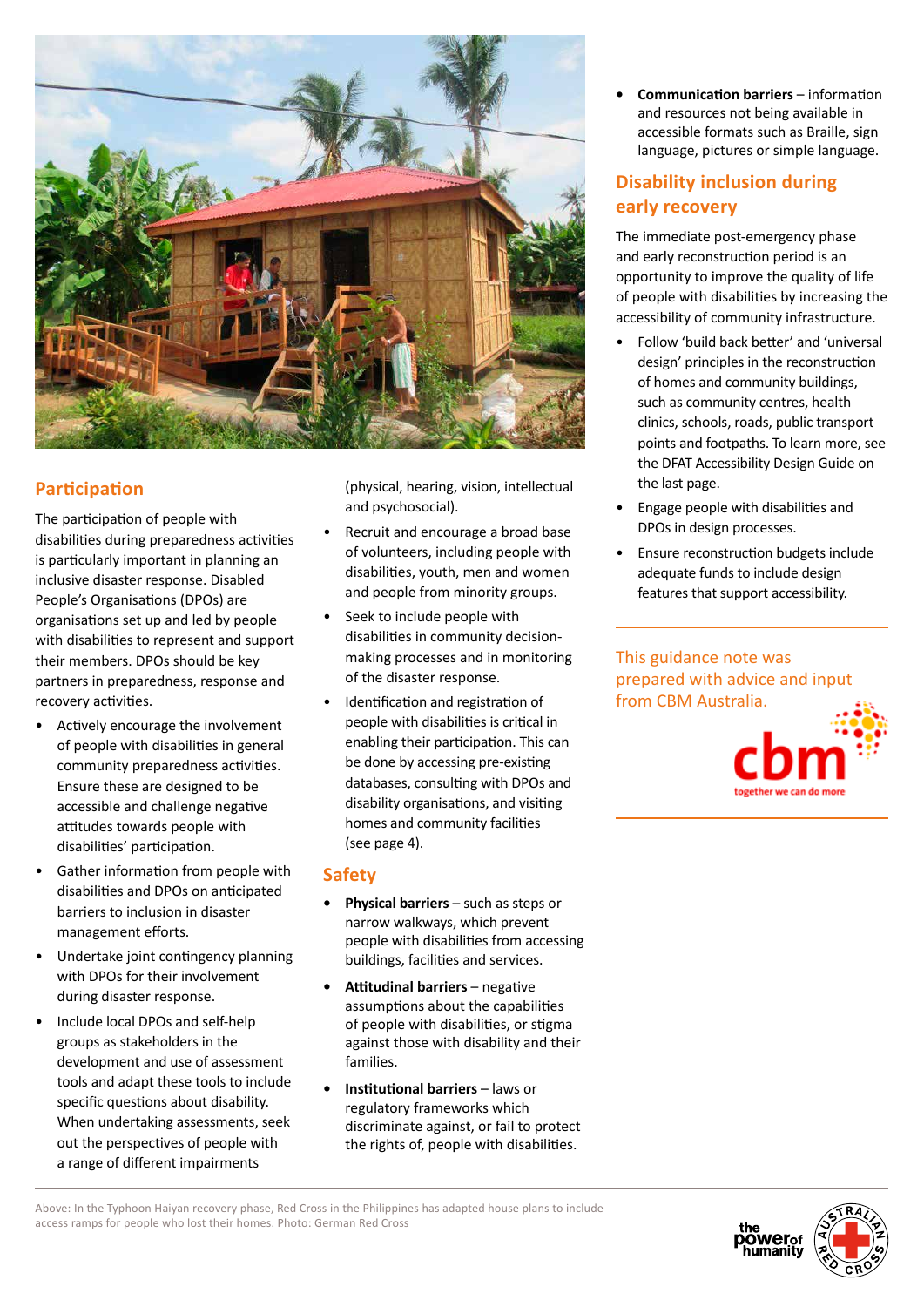## Participation

The participation of people with disabilities during preparedness activities is particularly important in planning an inclusive disaster response. Disabled People's Organisations (DPOs) are organisations set up and led by people with disabilities to represent and support their members. DPOs should be key partners in preparedness, response and recovery activities.

- Actively encourage the involvement of people with disabilities in general community preparedness activities. Ensure these are designed to be accessible and challenge negative attitudes towards people with disabilities' participation.
- Gather information from people with disabilities and DPOs on anticipated barriers to inclusion in disaster management efforts.
- Undertake joint contingency planning with DPOs for their involvement during disaster response.
- Include local DPOs and self-help groups as stakeholders in the development and use of assessment tools and adapt these tools to include specific questions about disability. When undertaking assessments, seek out the perspectives of people with a range of different impairments (physical, hearing, vision, intellectual and psychosocial).
- Recruit and encourage a broad base of volunteers, including people with disabilities, youth, men and women and people from minority groups.
- Seek to include people with disabilities in community decision-making processes and in monitoring of the disaster response.
- Identification and registration of people with disabilities is critical in enabling their participation. This can be done by accessing pre-existing databases, consulting with DPOs and disability organisations, and visiting homes and community facilities (see page 4).

## Safety

- **Physical barriers** – such as steps or narrow walkways, which prevent people with disabilities from accessing buildings, facilities and services.
- **Attitudinal barriers** – negative assumptions about the capabilities of people with disabilities, or stigma against those with disability and their families.
- **Institutional barriers** – laws or regulatory frameworks which discriminate against, or fail to protect the rights of, people with disabilities.
- **Communication barriers** – information and resources not being available in accessible formats such as Braille, sign language, pictures or simple language.

## Disability inclusion during early recovery

The immediate post-emergency phase and early reconstruction period is an opportunity to improve the quality of life of people with disabilities by increasing the accessibility of community infrastructure.

- Follow 'build back better' and 'universal design' principles in the reconstruction of homes and community buildings, such as community centres, health clinics, schools, roads, public transport points and footpaths. To learn more, see the DFAT Accessibility Design Guide on the last page.
- Engage people with disabilities and DPOs in design processes.
- Ensure reconstruction budgets include adequate funds to include design features that support accessibility.

This guidance note was prepared with advice and input from CBM Australia.

cbm together we can do more

Above: In the Typhoon Haiyan recovery phase, Red Cross in the Philippines has adapted house plans to include access ramps for people who lost their homes. Photo: German Red Cross

the power of humanity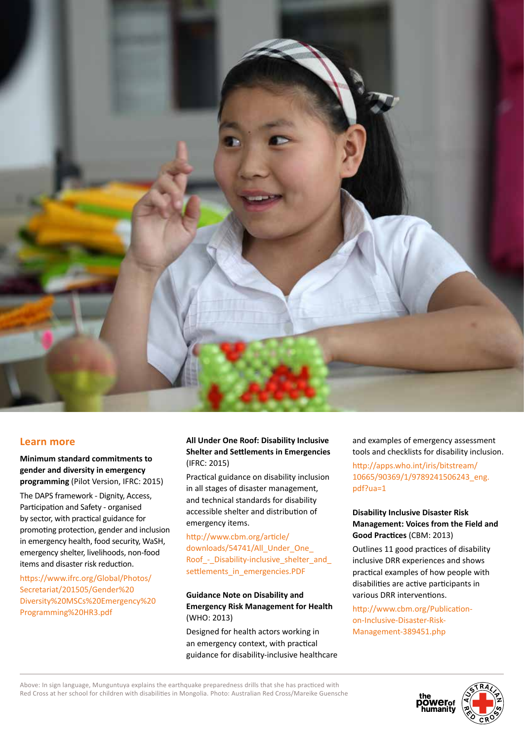## Learn more

**Minimum standard commitments to gender and diversity in emergency programming** (Pilot Version, IFRC: 2015)

The DAPS framework - Dignity, Access, Participation and Safety - organised by sector, with practical guidance for promoting protection, gender and inclusion in emergency health, food security, WaSH, emergency shelter, livelihoods, non-food items and disaster risk reduction.

https://www.ifrc.org/Global/Photos/Secretariat/201505/Gender%20Diversity%20MSCs%20Emergency%20Programming%20HR3.pdf

**All Under One Roof: Disability Inclusive Shelter and Settlements in Emergencies** (IFRC: 2015)

Practical guidance on disability inclusion in all stages of disaster management, and technical standards for disability accessible shelter and distribution of emergency items.

http://www.cbm.org/article/downloads/54741/All_Under_One_Roof_-_Disability-inclusive_shelter_and_settlements_in_emergencies.PDF

**Guidance Note on Disability and Emergency Risk Management for Health** (WHO: 2013)

Designed for health actors working in an emergency context, with practical guidance for disability-inclusive healthcare and examples of emergency assessment tools and checklists for disability inclusion.

http://apps.who.int/iris/bitstream/10665/90369/1/9789241506243_eng.pdf?ua=1

**Disability Inclusive Disaster Risk Management: Voices from the Field and Good Practices** (CBM: 2013)

Outlines 11 good practices of disability inclusive DRR experiences and shows practical examples of how people with disabilities are active participants in various DRR interventions.

http://www.cbm.org/Publication-on-Inclusive-Disaster-Risk-Management-389451.php

Above: In sign language, Munguntuya explains the earthquake preparedness drills that she has practiced with Red Cross at her school for children with disabilities in Mongolia. Photo: Australian Red Cross/Mareike Guensche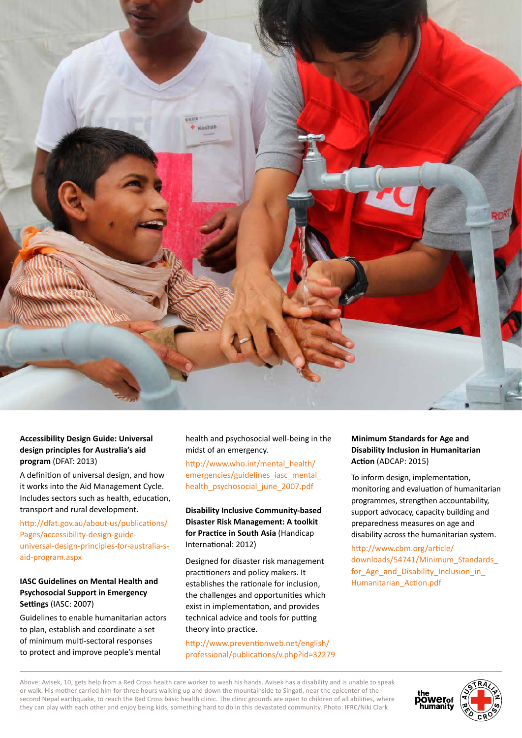**Accessibility Design Guide: Universal design principles for Australia's aid program** (DFAT: 2013)

A definition of universal design, and how it works into the Aid Management Cycle. Includes sectors such as health, education, transport and rural development.

http://dfat.gov.au/about-us/publications/Pages/accessibility-design-guide-universal-design-principles-for-australia-s-aid-program.aspx

**IASC Guidelines on Mental Health and Psychosocial Support in Emergency Settings** (IASC: 2007)

Guidelines to enable humanitarian actors to plan, establish and coordinate a set of minimum multi-sectoral responses to protect and improve people's mental health and psychosocial well-being in the midst of an emergency.

http://www.who.int/mental_health/emergencies/guidelines_iasc_mental_health_psychosocial_june_2007.pdf

**Disability Inclusive Community-based Disaster Risk Management: A toolkit for Practice in South Asia** (Handicap International: 2012)

Designed for disaster risk management practitioners and policy makers. It establishes the rationale for inclusion, the challenges and opportunities which exist in implementation, and provides technical advice and tools for putting theory into practice.

http://www.preventionweb.net/english/professional/publications/v.php?id=32279

**Minimum Standards for Age and Disability Inclusion in Humanitarian Action** (ADCAP: 2015)

To inform design, implementation, monitoring and evaluation of humanitarian programmes, strengthen accountability, support advocacy, capacity building and preparedness measures on age and disability across the humanitarian system.

http://www.cbm.org/article/downloads/54741/Minimum_Standards_for_Age_and_Disability_Inclusion_in_Humanitarian_Action.pdf

Above: Avisek, 10, gets help from a Red Cross health care worker to wash his hands. Avisek has a disability and is unable to speak or walk. His mother carried him for three hours walking up and down the mountainside to Singati, near the epicenter of the second Nepal earthquake, to reach the Red Cross basic health clinic. The clinic grounds are open to children of all abilities, where they can play with each other and enjoy being kids, something hard to do in this devastated community. Photo: IFRC/Niki Clark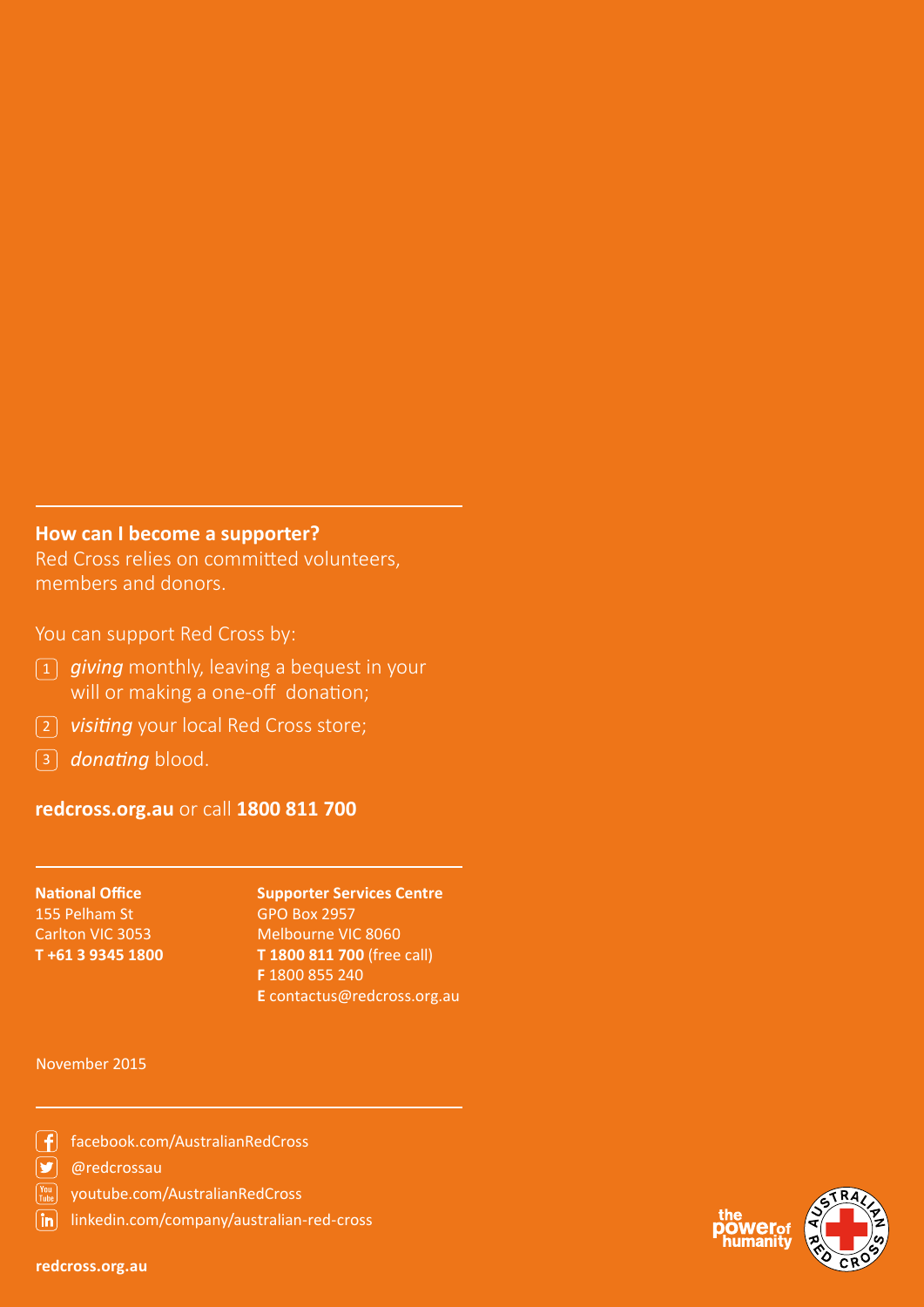**How can I become a supporter?**

Red Cross relies on committed volunteers, members and donors.

You can support Red Cross by:

1. *giving* monthly, leaving a bequest in your will or making a one-off donation;
2. *visiting* your local Red Cross store;
3. *donating* blood.

**redcross.org.au** or call **1800 811 700**

**National Office**
155 Pelham St
Carlton VIC 3053
**T +61 3 9345 1800**

**Supporter Services Centre**
GPO Box 2957
Melbourne VIC 8060
**T 1800 811 700** (free call)
**F** 1800 855 240
**E** contactus@redcross.org.au

November 2015

facebook.com/AustralianRedCross
@redcrossau
youtube.com/AustralianRedCross
linkedin.com/company/australian-red-cross

**redcross.org.au**